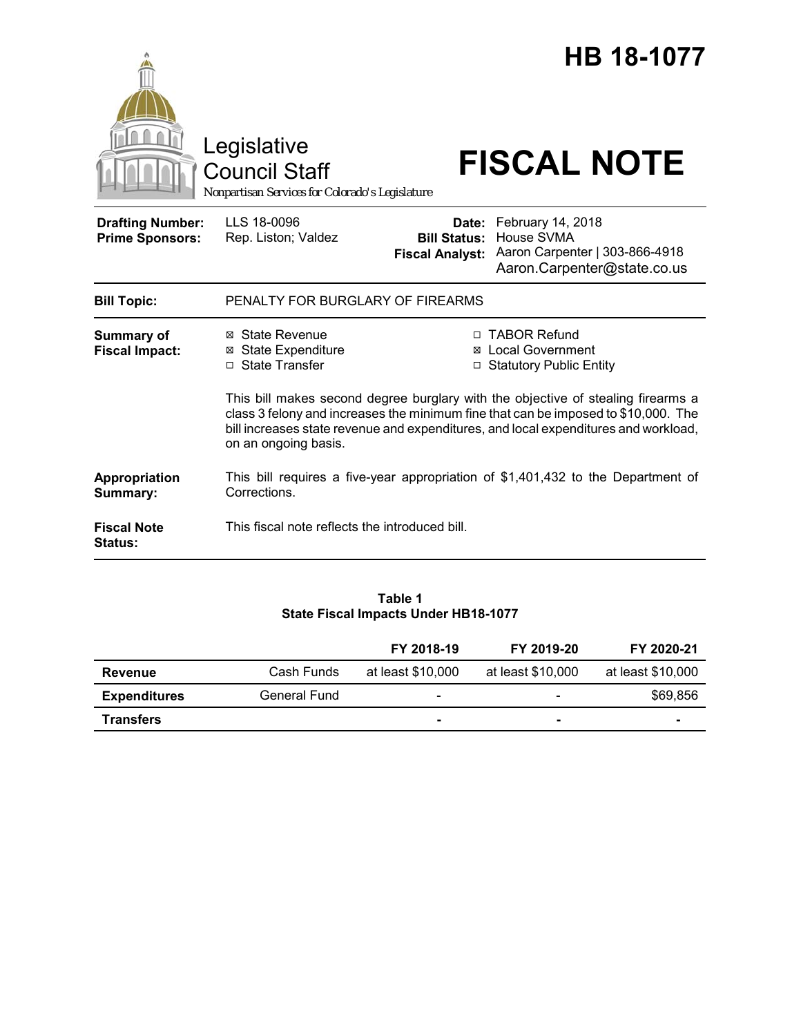# HB 18-1077

Legislative Council Staff

*Nonpartisan Services for Colorado's Legislature*

# FISCAL NOTE

| | | | |
|---|---|---|---|
| **Drafting Number:** | LLS 18-0096 | **Date:** | February 14, 2018 |
| **Prime Sponsors:** | Rep. Liston; Valdez | **Bill Status:** | House SVMA |
| | | **Fiscal Analyst:** | Aaron Carpenter \| 303-866-4918 Aaron.Carpenter@state.co.us |

| | |
|---|---|
| **Bill Topic:** | PENALTY FOR BURGLARY OF FIREARMS |
| **Summary of Fiscal Impact:** | ☒ State Revenue ☒ State Expenditure ☐ State Transfer ☐ TABOR Refund ☒ Local Government ☐ Statutory Public Entity<br><br>This bill makes second degree burglary with the objective of stealing firearms a class 3 felony and increases the minimum fine that can be imposed to $10,000. The bill increases state revenue and expenditures, and local expenditures and workload, on an ongoing basis. |
| **Appropriation Summary:** | This bill requires a five-year appropriation of $1,401,432 to the Department of Corrections. |
| **Fiscal Note Status:** | This fiscal note reflects the introduced bill. |

**Table 1**
**State Fiscal Impacts Under HB18-1077**

| | | FY 2018-19 | FY 2019-20 | FY 2020-21 |
|---|---|---|---|---|
| **Revenue** | Cash Funds | at least $10,000 | at least $10,000 | at least $10,000 |
| **Expenditures** | General Fund | - | - | $69,856 |
| **Transfers** | | - | - | - |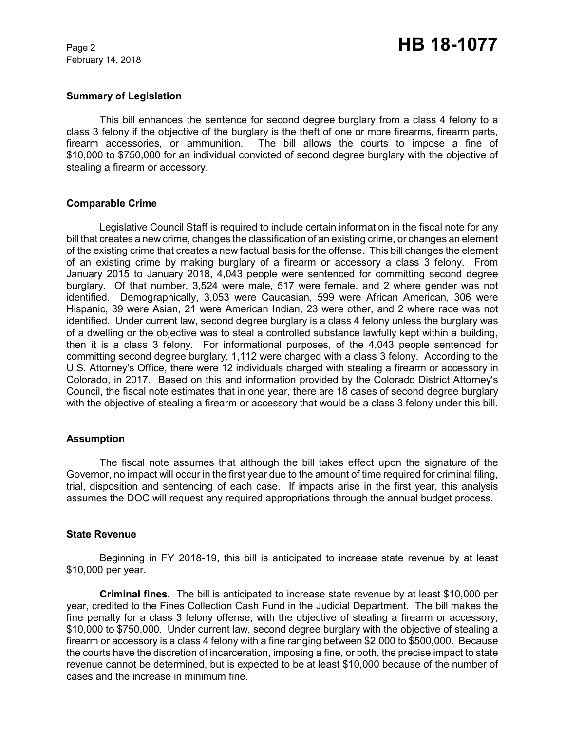### Summary of Legislation

This bill enhances the sentence for second degree burglary from a class 4 felony to a class 3 felony if the objective of the burglary is the theft of one or more firearms, firearm parts, firearm accessories, or ammunition. The bill allows the courts to impose a fine of $10,000 to $750,000 for an individual convicted of second degree burglary with the objective of stealing a firearm or accessory.

### Comparable Crime

Legislative Council Staff is required to include certain information in the fiscal note for any bill that creates a new crime, changes the classification of an existing crime, or changes an element of the existing crime that creates a new factual basis for the offense. This bill changes the element of an existing crime by making burglary of a firearm or accessory a class 3 felony. From January 2015 to January 2018, 4,043 people were sentenced for committing second degree burglary. Of that number, 3,524 were male, 517 were female, and 2 where gender was not identified. Demographically, 3,053 were Caucasian, 599 were African American, 306 were Hispanic, 39 were Asian, 21 were American Indian, 23 were other, and 2 where race was not identified. Under current law, second degree burglary is a class 4 felony unless the burglary was of a dwelling or the objective was to steal a controlled substance lawfully kept within a building, then it is a class 3 felony. For informational purposes, of the 4,043 people sentenced for committing second degree burglary, 1,112 were charged with a class 3 felony. According to the U.S. Attorney's Office, there were 12 individuals charged with stealing a firearm or accessory in Colorado, in 2017. Based on this and information provided by the Colorado District Attorney's Council, the fiscal note estimates that in one year, there are 18 cases of second degree burglary with the objective of stealing a firearm or accessory that would be a class 3 felony under this bill.

### Assumption

The fiscal note assumes that although the bill takes effect upon the signature of the Governor, no impact will occur in the first year due to the amount of time required for criminal filing, trial, disposition and sentencing of each case. If impacts arise in the first year, this analysis assumes the DOC will request any required appropriations through the annual budget process.

### State Revenue

Beginning in FY 2018-19, this bill is anticipated to increase state revenue by at least $10,000 per year.

**Criminal fines.** The bill is anticipated to increase state revenue by at least $10,000 per year, credited to the Fines Collection Cash Fund in the Judicial Department. The bill makes the fine penalty for a class 3 felony offense, with the objective of stealing a firearm or accessory, $10,000 to $750,000. Under current law, second degree burglary with the objective of stealing a firearm or accessory is a class 4 felony with a fine ranging between $2,000 to $500,000. Because the courts have the discretion of incarceration, imposing a fine, or both, the precise impact to state revenue cannot be determined, but is expected to be at least $10,000 because of the number of cases and the increase in minimum fine.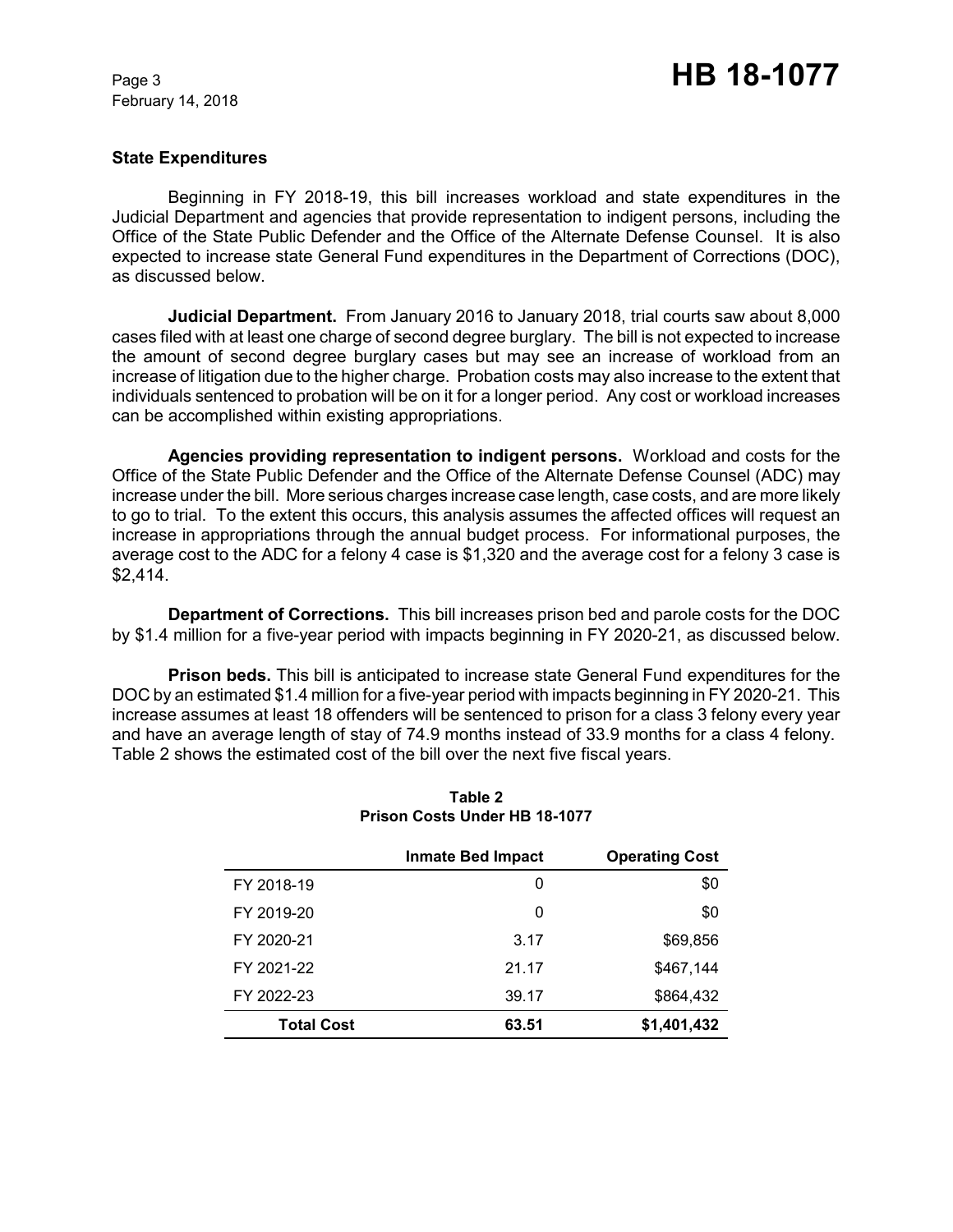### State Expenditures

Beginning in FY 2018-19, this bill increases workload and state expenditures in the Judicial Department and agencies that provide representation to indigent persons, including the Office of the State Public Defender and the Office of the Alternate Defense Counsel. It is also expected to increase state General Fund expenditures in the Department of Corrections (DOC), as discussed below.

**Judicial Department.** From January 2016 to January 2018, trial courts saw about 8,000 cases filed with at least one charge of second degree burglary. The bill is not expected to increase the amount of second degree burglary cases but may see an increase of workload from an increase of litigation due to the higher charge. Probation costs may also increase to the extent that individuals sentenced to probation will be on it for a longer period. Any cost or workload increases can be accomplished within existing appropriations.

**Agencies providing representation to indigent persons.** Workload and costs for the Office of the State Public Defender and the Office of the Alternate Defense Counsel (ADC) may increase under the bill. More serious charges increase case length, case costs, and are more likely to go to trial. To the extent this occurs, this analysis assumes the affected offices will request an increase in appropriations through the annual budget process. For informational purposes, the average cost to the ADC for a felony 4 case is $1,320 and the average cost for a felony 3 case is $2,414.

**Department of Corrections.** This bill increases prison bed and parole costs for the DOC by $1.4 million for a five-year period with impacts beginning in FY 2020-21, as discussed below.

**Prison beds.** This bill is anticipated to increase state General Fund expenditures for the DOC by an estimated $1.4 million for a five-year period with impacts beginning in FY 2020-21. This increase assumes at least 18 offenders will be sentenced to prison for a class 3 felony every year and have an average length of stay of 74.9 months instead of 33.9 months for a class 4 felony. Table 2 shows the estimated cost of the bill over the next five fiscal years.

**Table 2**
**Prison Costs Under HB 18-1077**

| | Inmate Bed Impact | Operating Cost |
|---|---|---|
| FY 2018-19 | 0 | $0 |
| FY 2019-20 | 0 | $0 |
| FY 2020-21 | 3.17 | $69,856 |
| FY 2021-22 | 21.17 | $467,144 |
| FY 2022-23 | 39.17 | $864,432 |
| **Total Cost** | **63.51** | **$1,401,432** |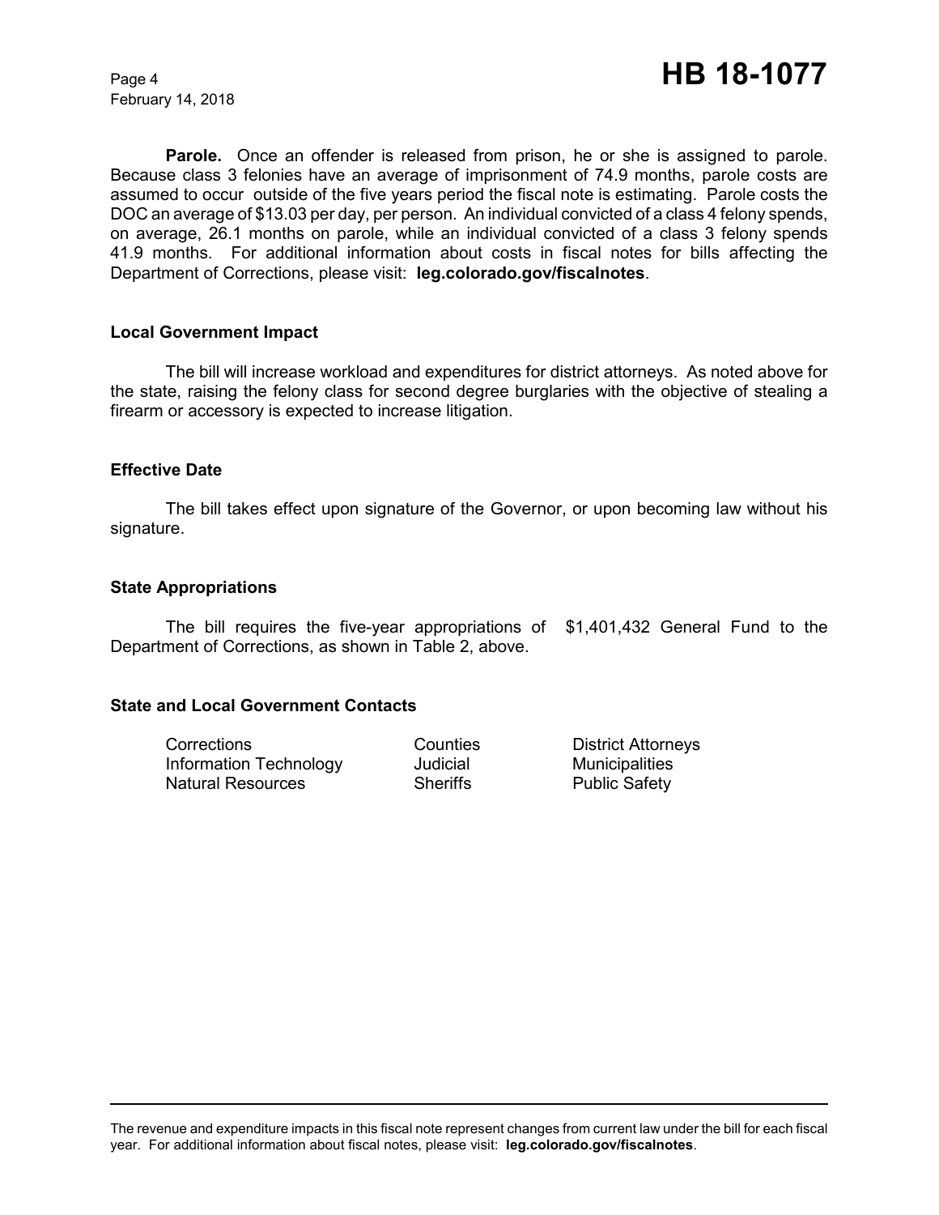**Parole.** Once an offender is released from prison, he or she is assigned to parole. Because class 3 felonies have an average of imprisonment of 74.9 months, parole costs are assumed to occur outside of the five years period the fiscal note is estimating. Parole costs the DOC an average of $13.03 per day, per person. An individual convicted of a class 4 felony spends, on average, 26.1 months on parole, while an individual convicted of a class 3 felony spends 41.9 months. For additional information about costs in fiscal notes for bills affecting the Department of Corrections, please visit: **leg.colorado.gov/fiscalnotes**.

### Local Government Impact

The bill will increase workload and expenditures for district attorneys. As noted above for the state, raising the felony class for second degree burglaries with the objective of stealing a firearm or accessory is expected to increase litigation.

### Effective Date

The bill takes effect upon signature of the Governor, or upon becoming law without his signature.

### State Appropriations

The bill requires the five-year appropriations of $1,401,432 General Fund to the Department of Corrections, as shown in Table 2, above.

### State and Local Government Contacts

| | | |
|---|---|---|
| Corrections | Counties | District Attorneys |
| Information Technology | Judicial | Municipalities |
| Natural Resources | Sheriffs | Public Safety |

The revenue and expenditure impacts in this fiscal note represent changes from current law under the bill for each fiscal year. For additional information about fiscal notes, please visit: **leg.colorado.gov/fiscalnotes**.